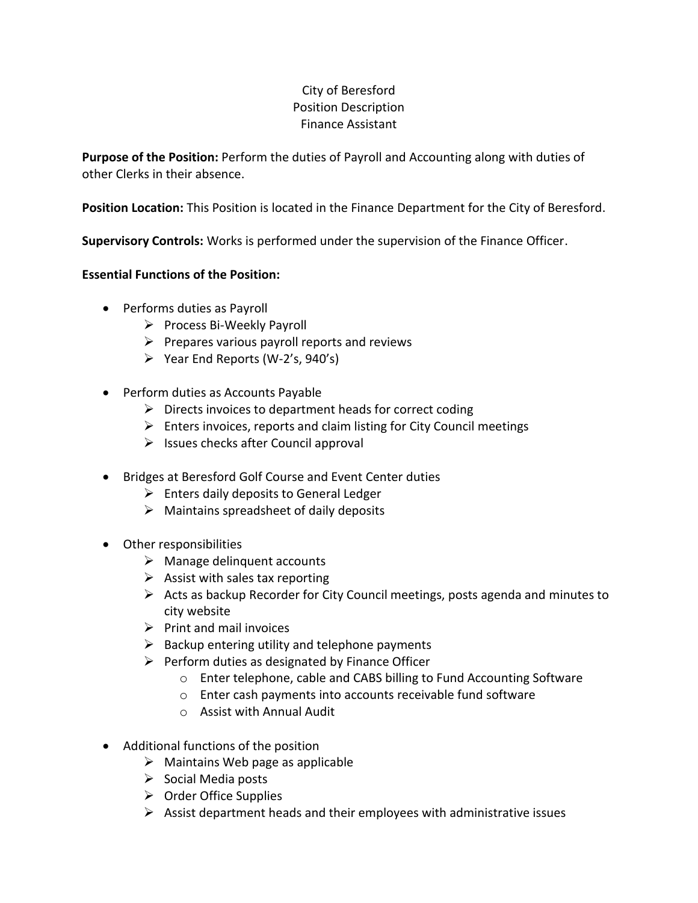City of Beresford
Position Description
Finance Assistant

**Purpose of the Position:** Perform the duties of Payroll and Accounting along with duties of other Clerks in their absence.

**Position Location:** This Position is located in the Finance Department for the City of Beresford.

**Supervisory Controls:** Works is performed under the supervision of the Finance Officer.

**Essential Functions of the Position:**

- Performs duties as Payroll
  - Process Bi-Weekly Payroll
  - Prepares various payroll reports and reviews
  - Year End Reports (W-2's, 940's)

- Perform duties as Accounts Payable
  - Directs invoices to department heads for correct coding
  - Enters invoices, reports and claim listing for City Council meetings
  - Issues checks after Council approval

- Bridges at Beresford Golf Course and Event Center duties
  - Enters daily deposits to General Ledger
  - Maintains spreadsheet of daily deposits

- Other responsibilities
  - Manage delinquent accounts
  - Assist with sales tax reporting
  - Acts as backup Recorder for City Council meetings, posts agenda and minutes to city website
  - Print and mail invoices
  - Backup entering utility and telephone payments
  - Perform duties as designated by Finance Officer
    - Enter telephone, cable and CABS billing to Fund Accounting Software
    - Enter cash payments into accounts receivable fund software
    - Assist with Annual Audit

- Additional functions of the position
  - Maintains Web page as applicable
  - Social Media posts
  - Order Office Supplies
  - Assist department heads and their employees with administrative issues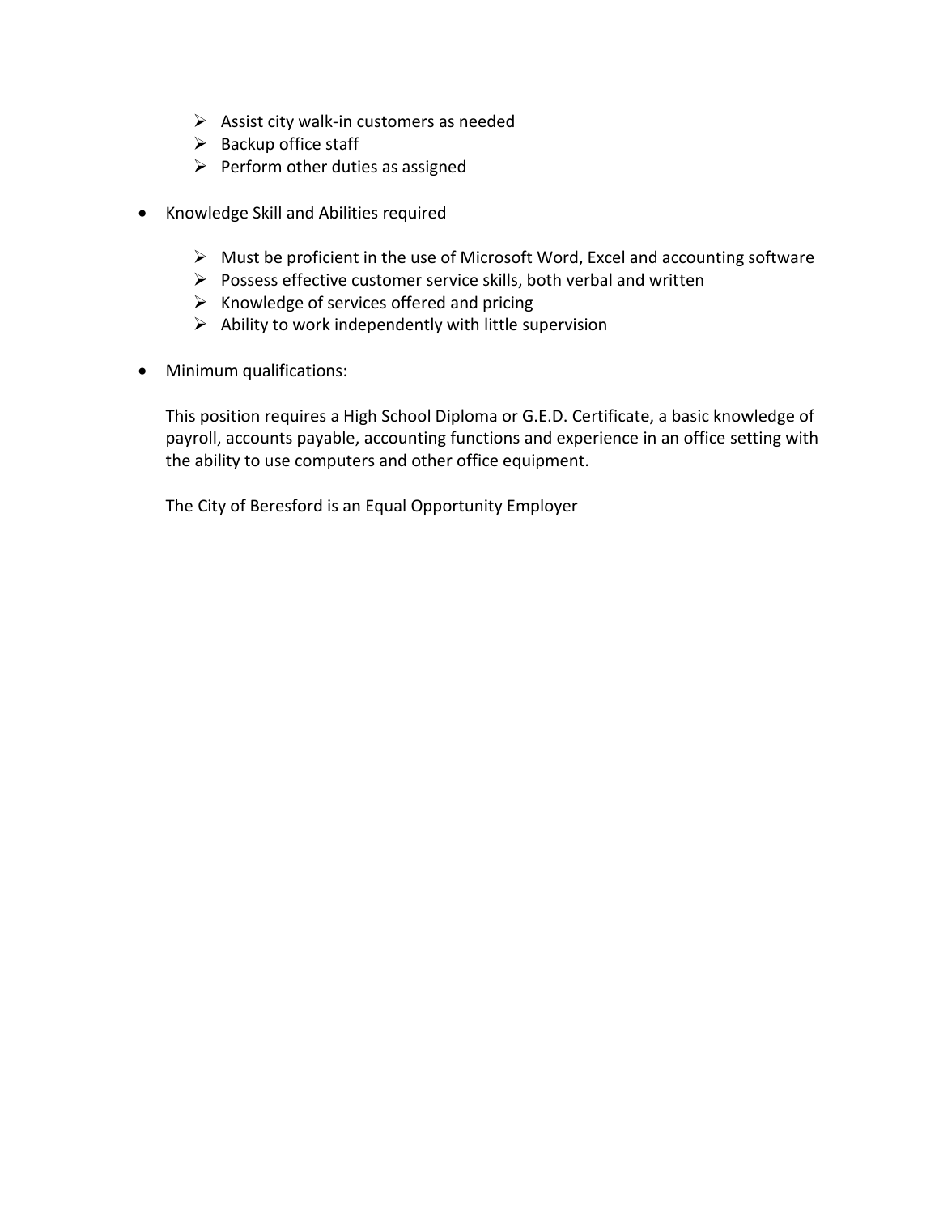- Assist city walk-in customers as needed
  - Backup office staff
  - Perform other duties as assigned

- Knowledge Skill and Abilities required

  - Must be proficient in the use of Microsoft Word, Excel and accounting software
  - Possess effective customer service skills, both verbal and written
  - Knowledge of services offered and pricing
  - Ability to work independently with little supervision

- Minimum qualifications:

  This position requires a High School Diploma or G.E.D. Certificate, a basic knowledge of payroll, accounts payable, accounting functions and experience in an office setting with the ability to use computers and other office equipment.

  The City of Beresford is an Equal Opportunity Employer